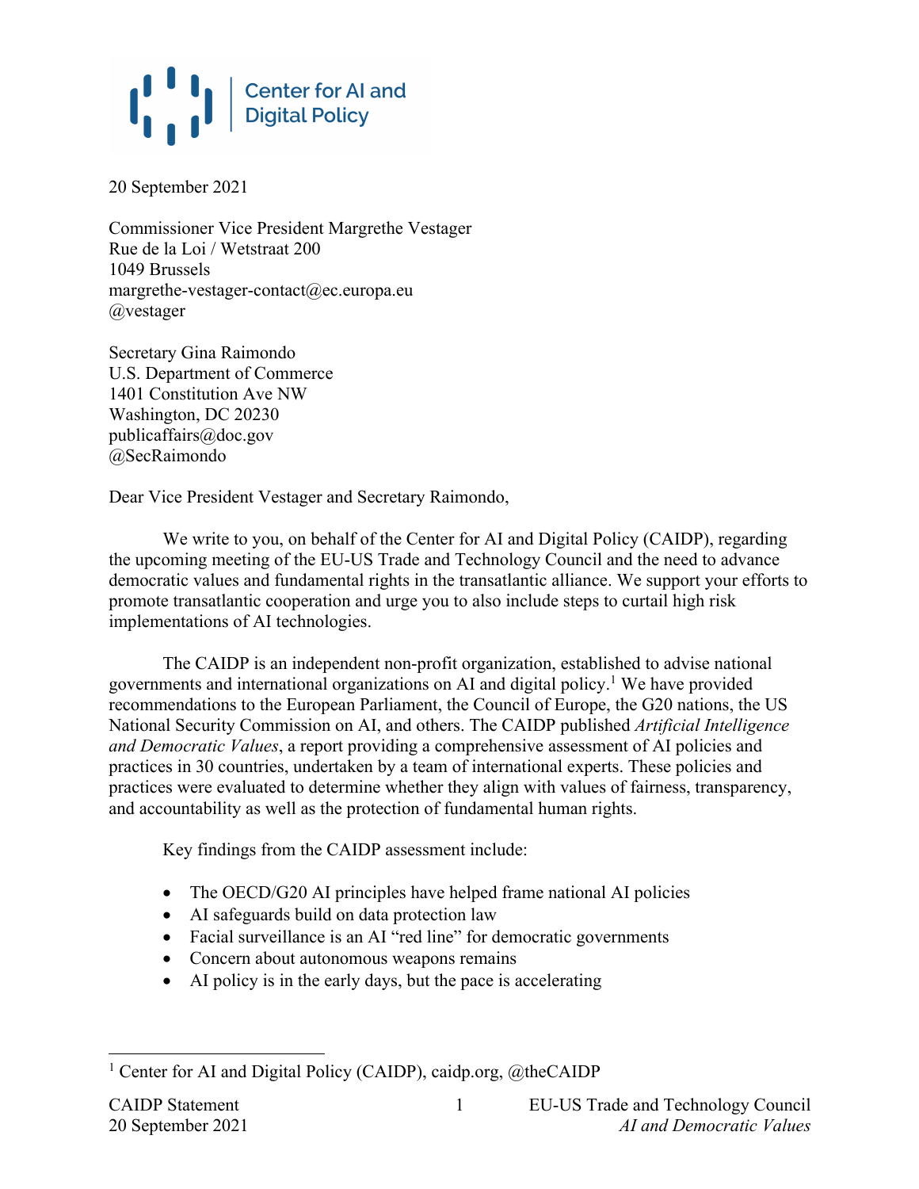Center for AI and Digital Policy

20 September 2021

Commissioner Vice President Margrethe Vestager
Rue de la Loi / Wetstraat 200
1049 Brussels
margrethe-vestager-contact@ec.europa.eu
@vestager

Secretary Gina Raimondo
U.S. Department of Commerce
1401 Constitution Ave NW
Washington, DC 20230
publicaffairs@doc.gov
@SecRaimondo

Dear Vice President Vestager and Secretary Raimondo,

We write to you, on behalf of the Center for AI and Digital Policy (CAIDP), regarding the upcoming meeting of the EU-US Trade and Technology Council and the need to advance democratic values and fundamental rights in the transatlantic alliance. We support your efforts to promote transatlantic cooperation and urge you to also include steps to curtail high risk implementations of AI technologies.

The CAIDP is an independent non-profit organization, established to advise national governments and international organizations on AI and digital policy.[1] We have provided recommendations to the European Parliament, the Council of Europe, the G20 nations, the US National Security Commission on AI, and others. The CAIDP published *Artificial Intelligence and Democratic Values*, a report providing a comprehensive assessment of AI policies and practices in 30 countries, undertaken by a team of international experts. These policies and practices were evaluated to determine whether they align with values of fairness, transparency, and accountability as well as the protection of fundamental human rights.

Key findings from the CAIDP assessment include:

- The OECD/G20 AI principles have helped frame national AI policies
- AI safeguards build on data protection law
- Facial surveillance is an AI "red line" for democratic governments
- Concern about autonomous weapons remains
- AI policy is in the early days, but the pace is accelerating

[1] Center for AI and Digital Policy (CAIDP), caidp.org, @theCAIDP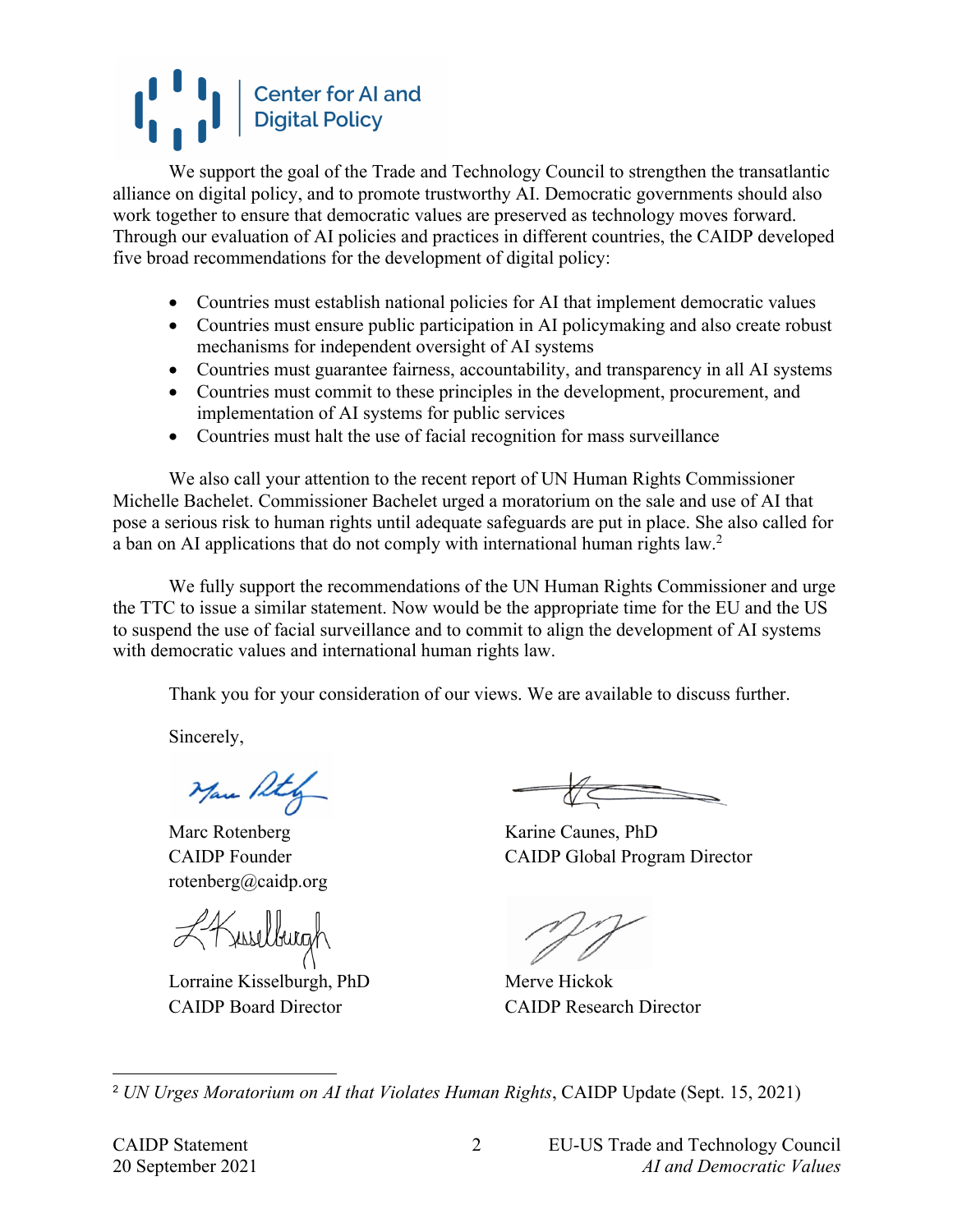We support the goal of the Trade and Technology Council to strengthen the transatlantic alliance on digital policy, and to promote trustworthy AI. Democratic governments should also work together to ensure that democratic values are preserved as technology moves forward. Through our evaluation of AI policies and practices in different countries, the CAIDP developed five broad recommendations for the development of digital policy:

- Countries must establish national policies for AI that implement democratic values
- Countries must ensure public participation in AI policymaking and also create robust mechanisms for independent oversight of AI systems
- Countries must guarantee fairness, accountability, and transparency in all AI systems
- Countries must commit to these principles in the development, procurement, and implementation of AI systems for public services
- Countries must halt the use of facial recognition for mass surveillance

We also call your attention to the recent report of UN Human Rights Commissioner Michelle Bachelet. Commissioner Bachelet urged a moratorium on the sale and use of AI that pose a serious risk to human rights until adequate safeguards are put in place. She also called for a ban on AI applications that do not comply with international human rights law.[2]

We fully support the recommendations of the UN Human Rights Commissioner and urge the TTC to issue a similar statement. Now would be the appropriate time for the EU and the US to suspend the use of facial surveillance and to commit to align the development of AI systems with democratic values and international human rights law.

Thank you for your consideration of our views. We are available to discuss further.

Sincerely,

Marc Rotenberg
CAIDP Founder
rotenberg@caidp.org

Karine Caunes, PhD
CAIDP Global Program Director

Lorraine Kisselburgh, PhD
CAIDP Board Director

Merve Hickok
CAIDP Research Director

---

[2] *UN Urges Moratorium on AI that Violates Human Rights*, CAIDP Update (Sept. 15, 2021)